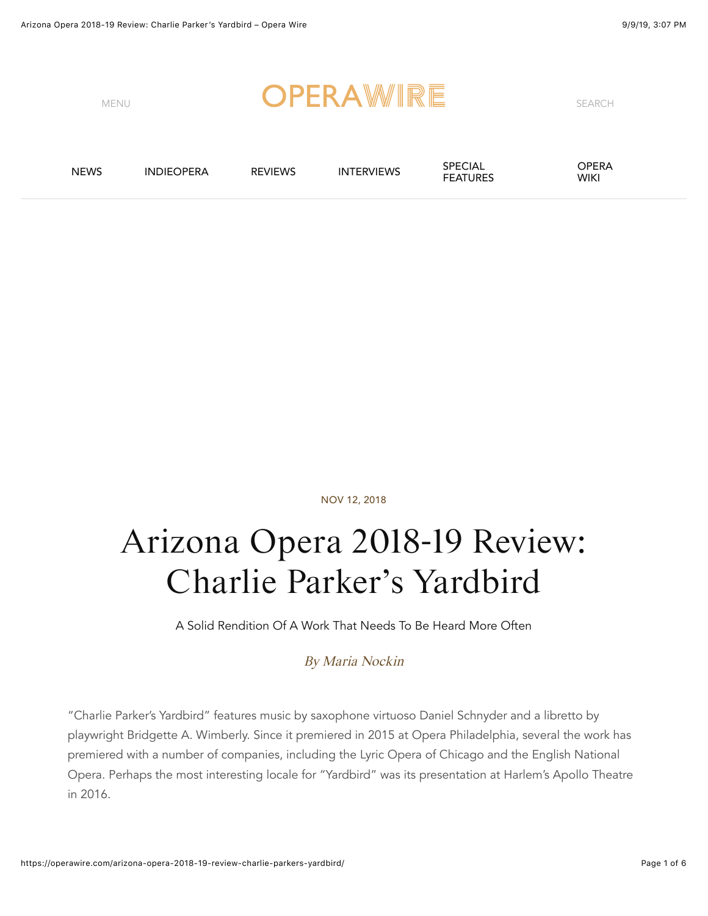NOV 12, 2018

# Arizona Opera 2018-19 Review: Charlie Parker's Yardbird

A Solid Rendition Of A Work That Needs To Be Heard More Often

*By Maria Nockin*

"Charlie Parker's Yardbird" features music by saxophone virtuoso Daniel Schnyder and a libretto by playwright Bridgette A. Wimberly. Since it premiered in 2015 at Opera Philadelphia, several the work has premiered with a number of companies, including the Lyric Opera of Chicago and the English National Opera. Perhaps the most interesting locale for "Yardbird" was its presentation at Harlem's Apollo Theatre in 2016.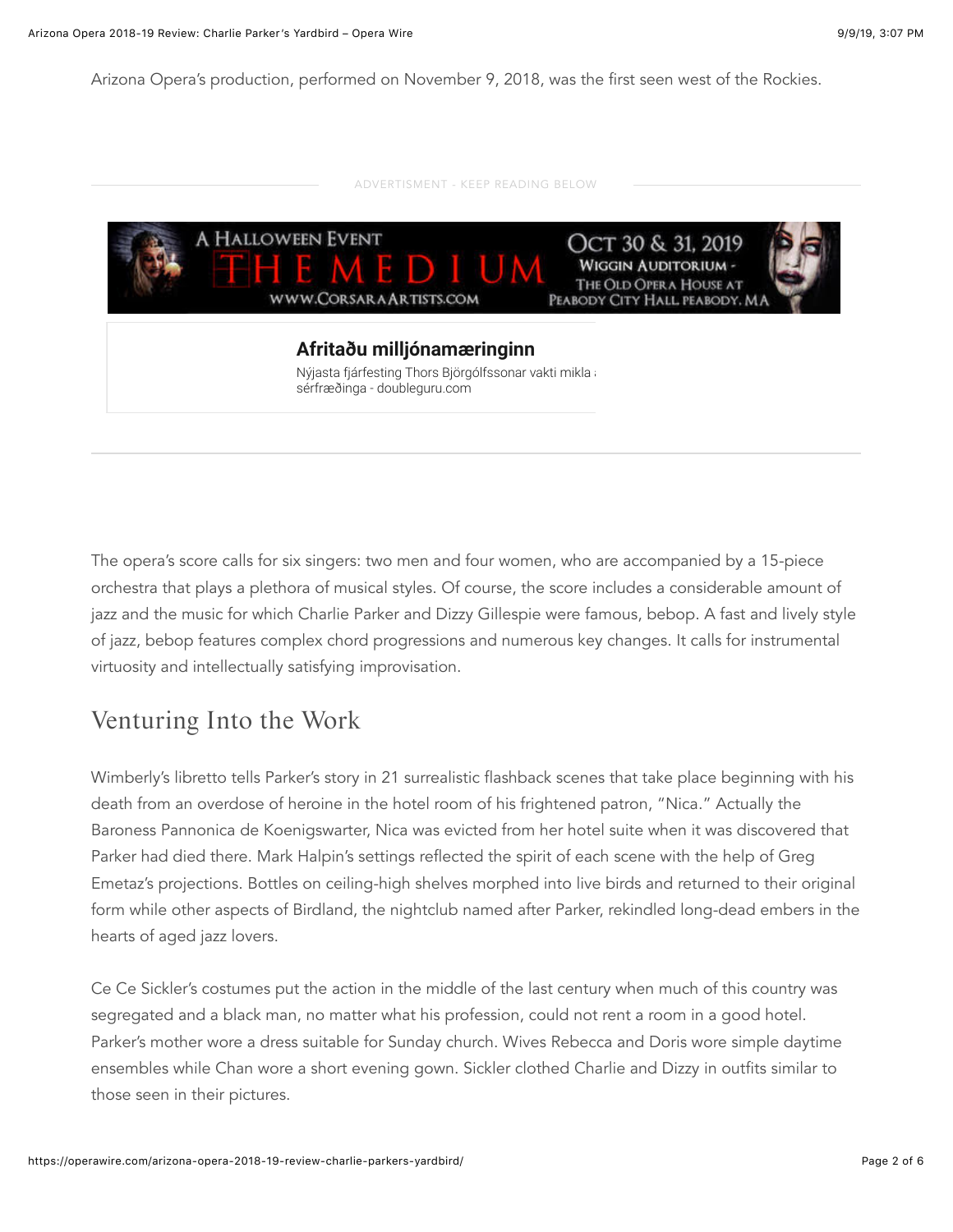Arizona Opera's production, performed on November 9, 2018, was the first seen west of the Rockies.

The opera's score calls for six singers: two men and four women, who are accompanied by a 15-piece orchestra that plays a plethora of musical styles. Of course, the score includes a considerable amount of jazz and the music for which Charlie Parker and Dizzy Gillespie were famous, bebop. A fast and lively style of jazz, bebop features complex chord progressions and numerous key changes. It calls for instrumental virtuosity and intellectually satisfying improvisation.

## Venturing Into the Work

Wimberly's libretto tells Parker's story in 21 surrealistic flashback scenes that take place beginning with his death from an overdose of heroine in the hotel room of his frightened patron, "Nica." Actually the Baroness Pannonica de Koenigswarter, Nica was evicted from her hotel suite when it was discovered that Parker had died there. Mark Halpin's settings reflected the spirit of each scene with the help of Greg Emetaz's projections. Bottles on ceiling-high shelves morphed into live birds and returned to their original form while other aspects of Birdland, the nightclub named after Parker, rekindled long-dead embers in the hearts of aged jazz lovers.

Ce Ce Sickler's costumes put the action in the middle of the last century when much of this country was segregated and a black man, no matter what his profession, could not rent a room in a good hotel. Parker's mother wore a dress suitable for Sunday church. Wives Rebecca and Doris wore simple daytime ensembles while Chan wore a short evening gown. Sickler clothed Charlie and Dizzy in outfits similar to those seen in their pictures.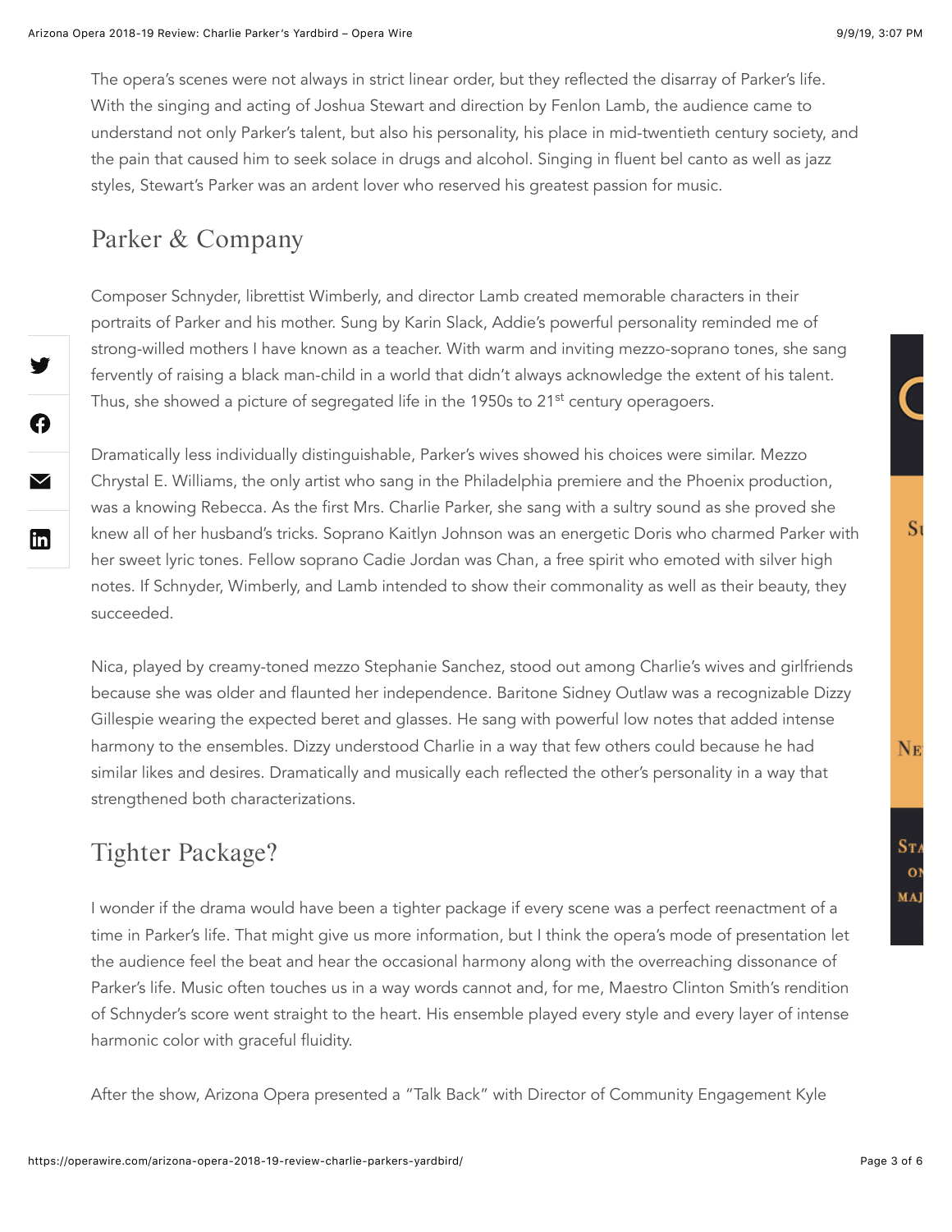The opera's scenes were not always in strict linear order, but they reflected the disarray of Parker's life. With the singing and acting of Joshua Stewart and direction by Fenlon Lamb, the audience came to understand not only Parker's talent, but also his personality, his place in mid-twentieth century society, and the pain that caused him to seek solace in drugs and alcohol. Singing in fluent bel canto as well as jazz styles, Stewart's Parker was an ardent lover who reserved his greatest passion for music.

## Parker & Company

Composer Schnyder, librettist Wimberly, and director Lamb created memorable characters in their portraits of Parker and his mother. Sung by Karin Slack, Addie's powerful personality reminded me of strong-willed mothers I have known as a teacher. With warm and inviting mezzo-soprano tones, she sang fervently of raising a black man-child in a world that didn't always acknowledge the extent of his talent. Thus, she showed a picture of segregated life in the 1950s to 21st century operagoers.

Dramatically less individually distinguishable, Parker's wives showed his choices were similar. Mezzo Chrystal E. Williams, the only artist who sang in the Philadelphia premiere and the Phoenix production, was a knowing Rebecca. As the first Mrs. Charlie Parker, she sang with a sultry sound as she proved she knew all of her husband's tricks. Soprano Kaitlyn Johnson was an energetic Doris who charmed Parker with her sweet lyric tones. Fellow soprano Cadie Jordan was Chan, a free spirit who emoted with silver high notes. If Schnyder, Wimberly, and Lamb intended to show their commonality as well as their beauty, they succeeded.

Nica, played by creamy-toned mezzo Stephanie Sanchez, stood out among Charlie's wives and girlfriends because she was older and flaunted her independence. Baritone Sidney Outlaw was a recognizable Dizzy Gillespie wearing the expected beret and glasses. He sang with powerful low notes that added intense harmony to the ensembles. Dizzy understood Charlie in a way that few others could because he had similar likes and desires. Dramatically and musically each reflected the other's personality in a way that strengthened both characterizations.

## Tighter Package?

I wonder if the drama would have been a tighter package if every scene was a perfect reenactment of a time in Parker's life. That might give us more information, but I think the opera's mode of presentation let the audience feel the beat and hear the occasional harmony along with the overreaching dissonance of Parker's life. Music often touches us in a way words cannot and, for me, Maestro Clinton Smith's rendition of Schnyder's score went straight to the heart. His ensemble played every style and every layer of intense harmonic color with graceful fluidity.

After the show, Arizona Opera presented a "Talk Back" with Director of Community Engagement Kyle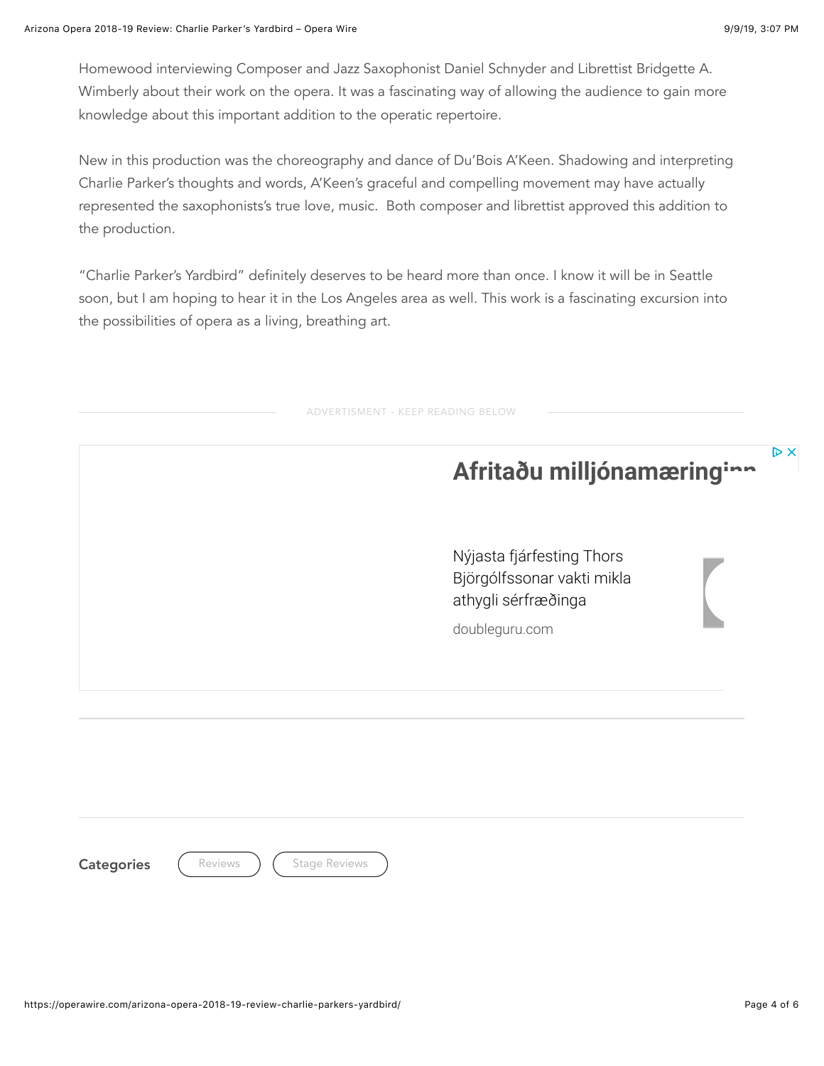Homewood interviewing Composer and Jazz Saxophonist Daniel Schnyder and Librettist Bridgette A. Wimberly about their work on the opera. It was a fascinating way of allowing the audience to gain more knowledge about this important addition to the operatic repertoire.

New in this production was the choreography and dance of Du'Bois A'Keen. Shadowing and interpreting Charlie Parker's thoughts and words, A'Keen's graceful and compelling movement may have actually represented the saxophonists's true love, music. Both composer and librettist approved this addition to the production.

"Charlie Parker's Yardbird" definitely deserves to be heard more than once. I know it will be in Seattle soon, but I am hoping to hear it in the Los Angeles area as well. This work is a fascinating excursion into the possibilities of opera as a living, breathing art.

**Categories** Reviews Stage Reviews